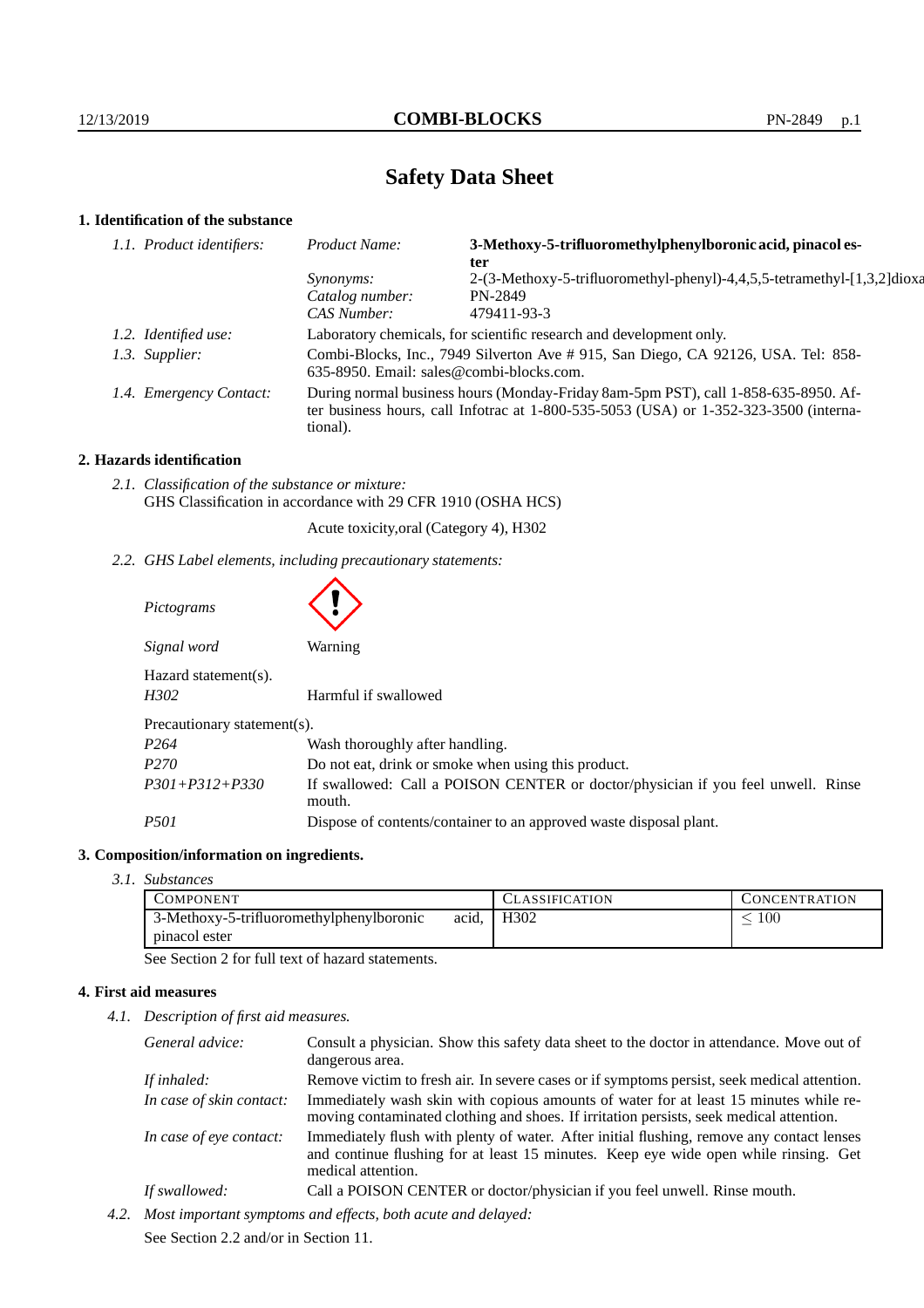# Safety Data Sheet

## 1. Identification of the substance

*1.1. Product identifiers:*

| | |
|---|---|
| *Product Name:* | **3-Methoxy-5-trifluoromethylphenylboronic acid, pinacol ester** |
| *Synonyms:* | 2-(3-Methoxy-5-trifluoromethyl-phenyl)-4,4,5,5-tetramethyl-[1,3,2]dioxa |
| *Catalog number:* | PN-2849 |
| *CAS Number:* | 479411-93-3 |

*1.2. Identified use:* Laboratory chemicals, for scientific research and development only.

*1.3. Supplier:* Combi-Blocks, Inc., 7949 Silverton Ave # 915, San Diego, CA 92126, USA. Tel: 858-635-8950. Email: sales@combi-blocks.com.

*1.4. Emergency Contact:* During normal business hours (Monday-Friday 8am-5pm PST), call 1-858-635-8950. After business hours, call Infotrac at 1-800-535-5053 (USA) or 1-352-323-3500 (international).

## 2. Hazards identification

*2.1. Classification of the substance or mixture:*
GHS Classification in accordance with 29 CFR 1910 (OSHA HCS)

Acute toxicity,oral (Category 4), H302

*2.2. GHS Label elements, including precautionary statements:*

*Pictograms*

*Signal word* Warning

Hazard statement(s).

| | |
|---|---|
| *H302* | Harmful if swallowed |

Precautionary statement(s).

| | |
|---|---|
| *P264* | Wash thoroughly after handling. |
| *P270* | Do not eat, drink or smoke when using this product. |
| *P301+P312+P330* | If swallowed: Call a POISON CENTER or doctor/physician if you feel unwell. Rinse mouth. |
| *P501* | Dispose of contents/container to an approved waste disposal plant. |

## 3. Composition/information on ingredients.

*3.1. Substances*

| Component | Classification | Concentration |
|---|---|---|
| 3-Methoxy-5-trifluoromethylphenylboronic acid, pinacol ester | H302 | $\leq 100$ |

See Section 2 for full text of hazard statements.

## 4. First aid measures

*4.1. Description of first aid measures.*

| | |
|---|---|
| *General advice:* | Consult a physician. Show this safety data sheet to the doctor in attendance. Move out of dangerous area. |
| *If inhaled:* | Remove victim to fresh air. In severe cases or if symptoms persist, seek medical attention. |
| *In case of skin contact:* | Immediately wash skin with copious amounts of water for at least 15 minutes while removing contaminated clothing and shoes. If irritation persists, seek medical attention. |
| *In case of eye contact:* | Immediately flush with plenty of water. After initial flushing, remove any contact lenses and continue flushing for at least 15 minutes. Keep eye wide open while rinsing. Get medical attention. |
| *If swallowed:* | Call a POISON CENTER or doctor/physician if you feel unwell. Rinse mouth. |

*4.2. Most important symptoms and effects, both acute and delayed:*

See Section 2.2 and/or in Section 11.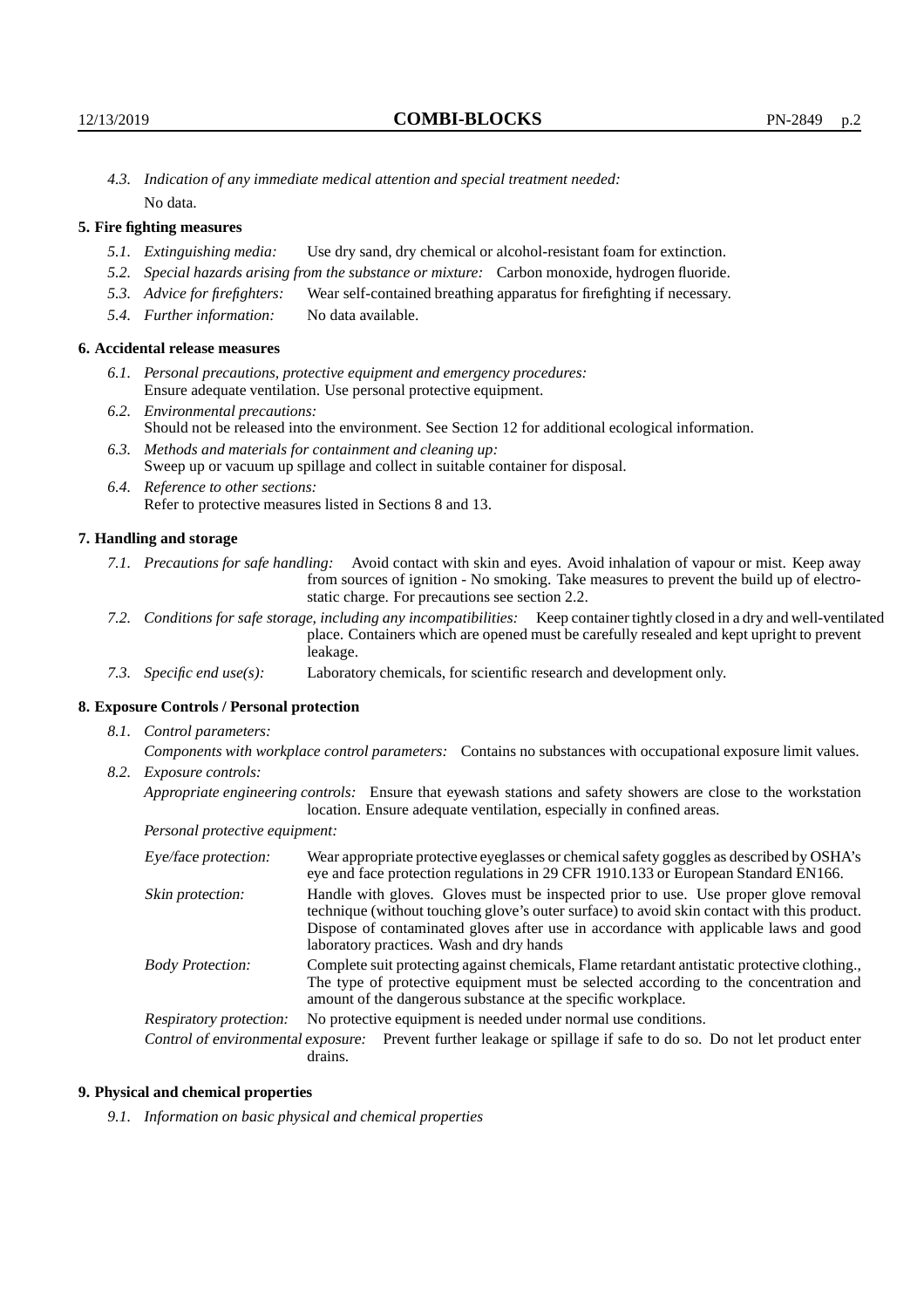*4.3. Indication of any immediate medical attention and special treatment needed:*
No data.

## 5. Fire fighting measures

- *5.1. Extinguishing media:* Use dry sand, dry chemical or alcohol-resistant foam for extinction.
- *5.2. Special hazards arising from the substance or mixture:* Carbon monoxide, hydrogen fluoride.
- *5.3. Advice for firefighters:* Wear self-contained breathing apparatus for firefighting if necessary.
- *5.4. Further information:* No data available.

## 6. Accidental release measures

- *6.1. Personal precautions, protective equipment and emergency procedures:*
  Ensure adequate ventilation. Use personal protective equipment.
- *6.2. Environmental precautions:*
  Should not be released into the environment. See Section 12 for additional ecological information.
- *6.3. Methods and materials for containment and cleaning up:*
  Sweep up or vacuum up spillage and collect in suitable container for disposal.
- *6.4. Reference to other sections:*
  Refer to protective measures listed in Sections 8 and 13.

## 7. Handling and storage

- *7.1. Precautions for safe handling:* Avoid contact with skin and eyes. Avoid inhalation of vapour or mist. Keep away from sources of ignition - No smoking. Take measures to prevent the build up of electrostatic charge. For precautions see section 2.2.
- *7.2. Conditions for safe storage, including any incompatibilities:* Keep container tightly closed in a dry and well-ventilated place. Containers which are opened must be carefully resealed and kept upright to prevent leakage.
- *7.3. Specific end use(s):* Laboratory chemicals, for scientific research and development only.

## 8. Exposure Controls / Personal protection

- *8.1. Control parameters:*
  *Components with workplace control parameters:* Contains no substances with occupational exposure limit values.
- *8.2. Exposure controls:*
  *Appropriate engineering controls:* Ensure that eyewash stations and safety showers are close to the workstation location. Ensure adequate ventilation, especially in confined areas.

  *Personal protective equipment:*

  *Eye/face protection:* Wear appropriate protective eyeglasses or chemical safety goggles as described by OSHA's eye and face protection regulations in 29 CFR 1910.133 or European Standard EN166.

  *Skin protection:* Handle with gloves. Gloves must be inspected prior to use. Use proper glove removal technique (without touching glove's outer surface) to avoid skin contact with this product. Dispose of contaminated gloves after use in accordance with applicable laws and good laboratory practices. Wash and dry hands

  *Body Protection:* Complete suit protecting against chemicals, Flame retardant antistatic protective clothing., The type of protective equipment must be selected according to the concentration and amount of the dangerous substance at the specific workplace.

  *Respiratory protection:* No protective equipment is needed under normal use conditions.

  *Control of environmental exposure:* Prevent further leakage or spillage if safe to do so. Do not let product enter drains.

## 9. Physical and chemical properties

*9.1. Information on basic physical and chemical properties*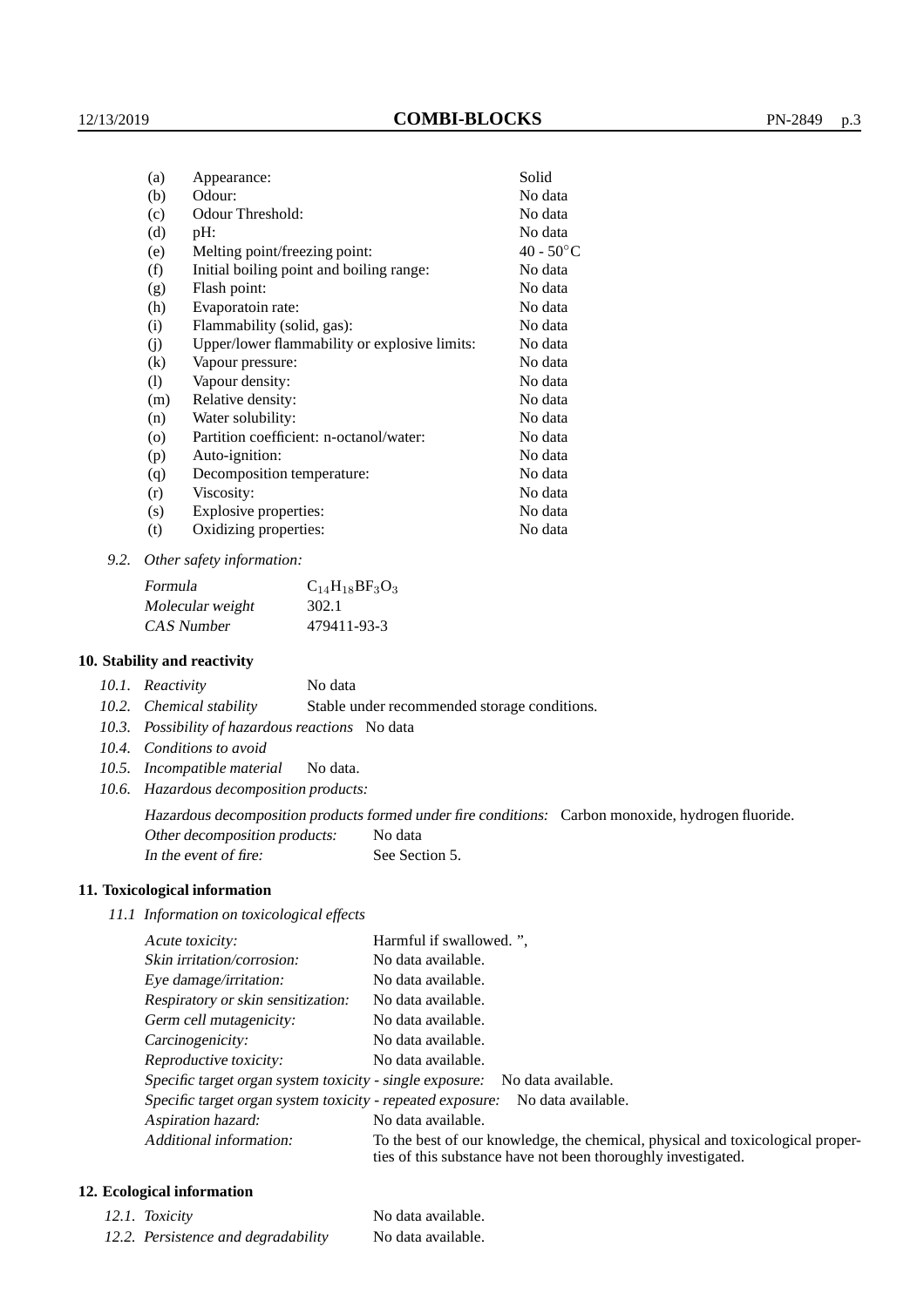| | | |
|---|---|---|
| (a) | Appearance: | Solid |
| (b) | Odour: | No data |
| (c) | Odour Threshold: | No data |
| (d) | pH: | No data |
| (e) | Melting point/freezing point: | 40 - 50°C |
| (f) | Initial boiling point and boiling range: | No data |
| (g) | Flash point: | No data |
| (h) | Evaporatoin rate: | No data |
| (i) | Flammability (solid, gas): | No data |
| (j) | Upper/lower flammability or explosive limits: | No data |
| (k) | Vapour pressure: | No data |
| (l) | Vapour density: | No data |
| (m) | Relative density: | No data |
| (n) | Water solubility: | No data |
| (o) | Partition coefficient: n-octanol/water: | No data |
| (p) | Auto-ignition: | No data |
| (q) | Decomposition temperature: | No data |
| (r) | Viscosity: | No data |
| (s) | Explosive properties: | No data |
| (t) | Oxidizing properties: | No data |

9.2. *Other safety information:*

| | |
|---|---|
| *Formula* | $C_{14}H_{18}BF_3O_3$ |
| *Molecular weight* | 302.1 |
| *CAS Number* | 479411-93-3 |

## 10. Stability and reactivity

10.1. *Reactivity* No data

10.2. *Chemical stability* Stable under recommended storage conditions.

10.3. *Possibility of hazardous reactions* No data

10.4. *Conditions to avoid*

10.5. *Incompatible material* No data.

10.6. *Hazardous decomposition products:*

*Hazardous decomposition products formed under fire conditions:* Carbon monoxide, hydrogen fluoride.

*Other decomposition products:* No data

*In the event of fire:* See Section 5.

## 11. Toxicological information

*11.1 Information on toxicological effects*

| | |
|---|---|
| *Acute toxicity:* | Harmful if swallowed. ", |
| *Skin irritation/corrosion:* | No data available. |
| *Eye damage/irritation:* | No data available. |
| *Respiratory or skin sensitization:* | No data available. |
| *Germ cell mutagenicity:* | No data available. |
| *Carcinogenicity:* | No data available. |
| *Reproductive toxicity:* | No data available. |
| *Specific target organ system toxicity - single exposure:* | No data available. |
| *Specific target organ system toxicity - repeated exposure:* | No data available. |
| *Aspiration hazard:* | No data available. |
| *Additional information:* | To the best of our knowledge, the chemical, physical and toxicological properties of this substance have not been thoroughly investigated. |

## 12. Ecological information

| | |
|---|---|
| 12.1. *Toxicity* | No data available. |
| 12.2. *Persistence and degradability* | No data available. |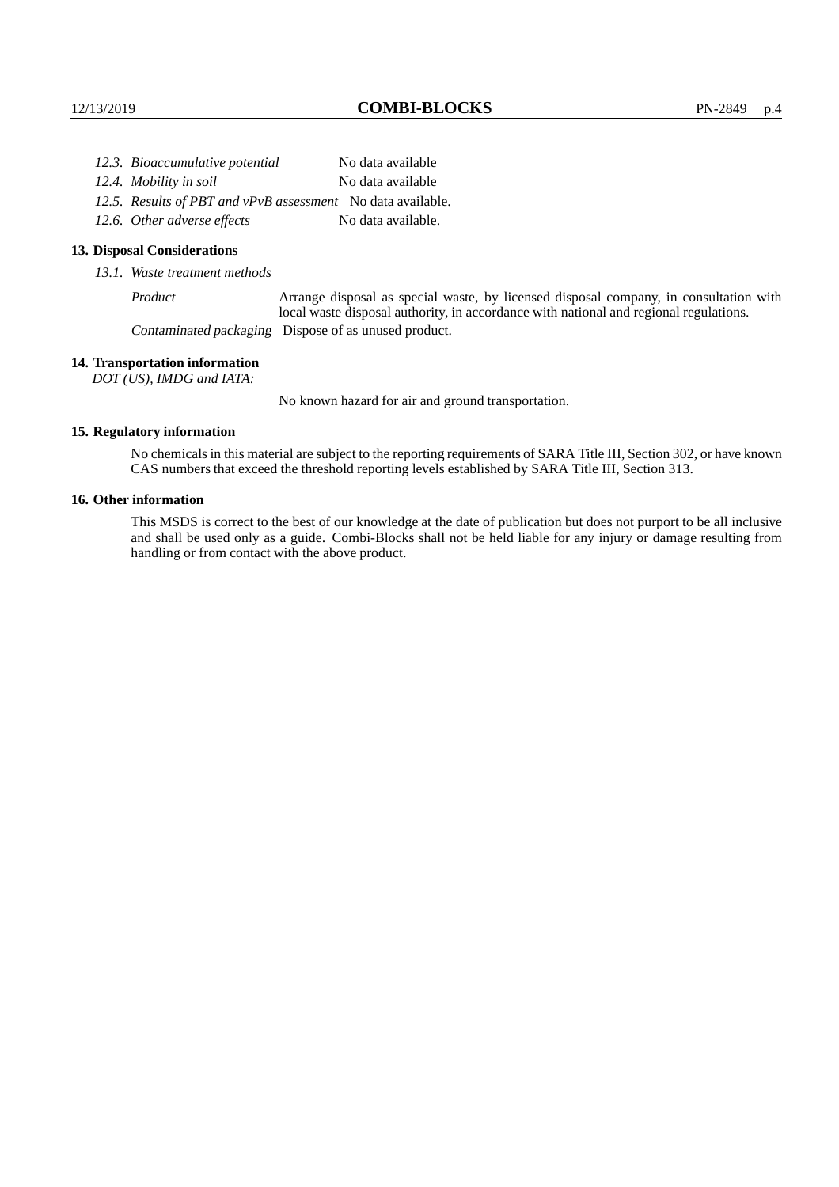*12.3. Bioaccumulative potential* No data available

*12.4. Mobility in soil* No data available

*12.5. Results of PBT and vPvB assessment* No data available.

*12.6. Other adverse effects* No data available.

## 13. Disposal Considerations

*13.1. Waste treatment methods*

*Product* Arrange disposal as special waste, by licensed disposal company, in consultation with local waste disposal authority, in accordance with national and regional regulations.

*Contaminated packaging* Dispose of as unused product.

## 14. Transportation information

*DOT (US), IMDG and IATA:*

No known hazard for air and ground transportation.

## 15. Regulatory information

No chemicals in this material are subject to the reporting requirements of SARA Title III, Section 302, or have known CAS numbers that exceed the threshold reporting levels established by SARA Title III, Section 313.

## 16. Other information

This MSDS is correct to the best of our knowledge at the date of publication but does not purport to be all inclusive and shall be used only as a guide. Combi-Blocks shall not be held liable for any injury or damage resulting from handling or from contact with the above product.